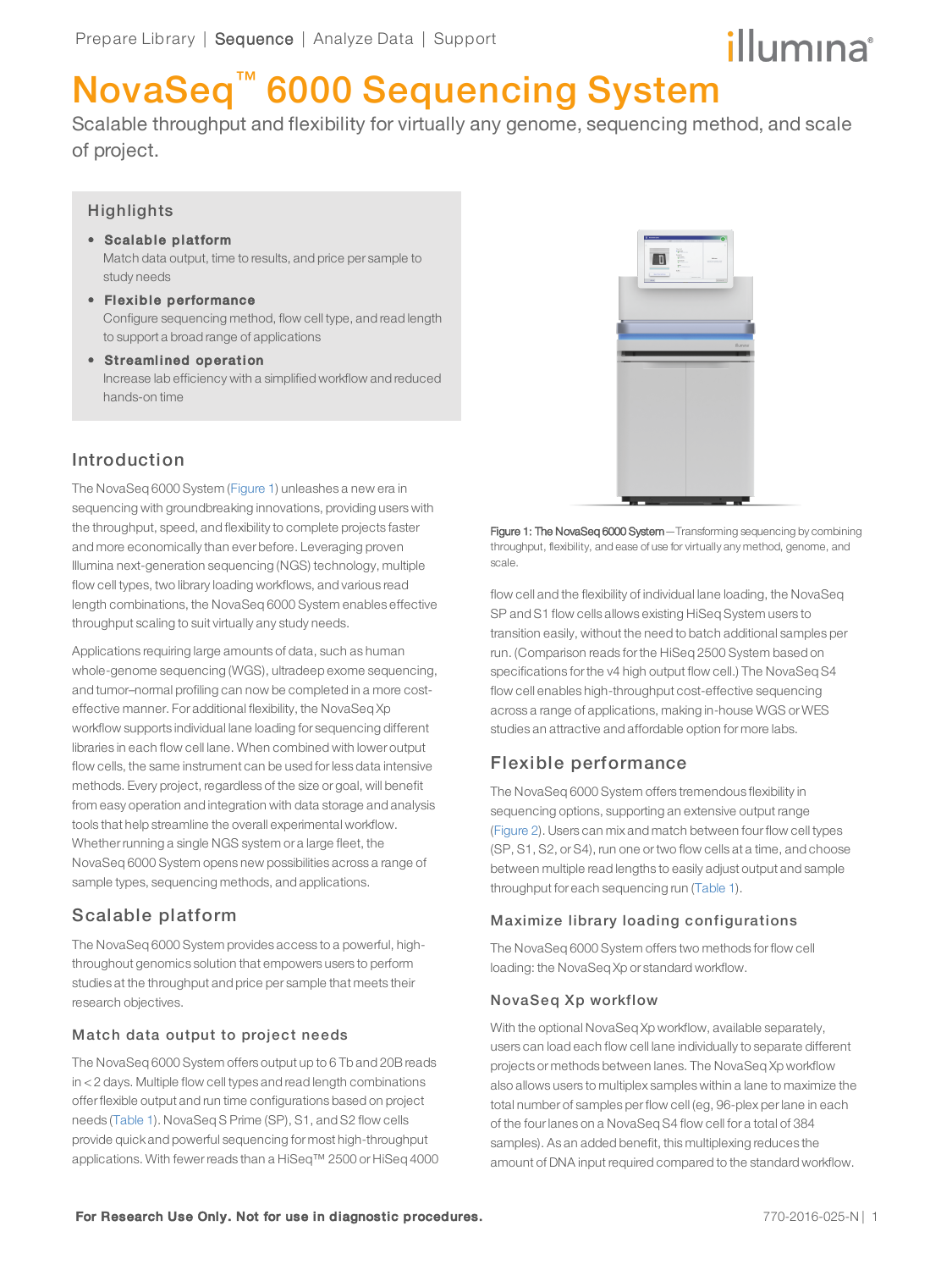Prepare Library | Sequence | Analyze Data | Support

# NovaSeq™ 6000 Sequencing System

Scalable throughput and flexibility for virtually any genome, sequencing method, and scale of project.

## Highlights

- **Scalable platform**
  Match data output, time to results, and price per sample to study needs
- **Flexible performance**
  Configure sequencing method, flow cell type, and read length to support a broad range of applications
- **Streamlined operation**
  Increase lab efficiency with a simplified workflow and reduced hands-on time

## Introduction

The NovaSeq 6000 System (Figure 1) unleashes a new era in sequencing with groundbreaking innovations, providing users with the throughput, speed, and flexibility to complete projects faster and more economically than ever before. Leveraging proven Illumina next-generation sequencing (NGS) technology, multiple flow cell types, two library loading workflows, and various read length combinations, the NovaSeq 6000 System enables effective throughput scaling to suit virtually any study needs.

Applications requiring large amounts of data, such as human whole-genome sequencing (WGS), ultradeep exome sequencing, and tumor–normal profiling can now be completed in a more cost-effective manner. For additional flexibility, the NovaSeq Xp workflow supports individual lane loading for sequencing different libraries in each flow cell lane. When combined with lower output flow cells, the same instrument can be used for less data intensive methods. Every project, regardless of the size or goal, will benefit from easy operation and integration with data storage and analysis tools that help streamline the overall experimental workflow. Whether running a single NGS system or a large fleet, the NovaSeq 6000 System opens new possibilities across a range of sample types, sequencing methods, and applications.

## Scalable platform

The NovaSeq 6000 System provides access to a powerful, high-throughout genomics solution that empowers users to perform studies at the throughput and price per sample that meets their research objectives.

### Match data output to project needs

The NovaSeq 6000 System offers output up to 6 Tb and 20B reads in < 2 days. Multiple flow cell types and read length combinations offer flexible output and run time configurations based on project needs (Table 1). NovaSeq S Prime (SP), S1, and S2 flow cells provide quick and powerful sequencing for most high-throughput applications. With fewer reads than a HiSeq™ 2500 or HiSeq 4000 flow cell and the flexibility of individual lane loading, the NovaSeq SP and S1 flow cells allows existing HiSeq System users to transition easily, without the need to batch additional samples per run. (Comparison reads for the HiSeq 2500 System based on specifications for the v4 high output flow cell.) The NovaSeq S4 flow cell enables high-throughput cost-effective sequencing across a range of applications, making in-house WGS or WES studies an attractive and affordable option for more labs.

**Figure 1: The NovaSeq 6000 System**—Transforming sequencing by combining throughput, flexibility, and ease of use for virtually any method, genome, and scale.

## Flexible performance

The NovaSeq 6000 System offers tremendous flexibility in sequencing options, supporting an extensive output range (Figure 2). Users can mix and match between four flow cell types (SP, S1, S2, or S4), run one or two flow cells at a time, and choose between multiple read lengths to easily adjust output and sample throughput for each sequencing run (Table 1).

### Maximize library loading configurations

The NovaSeq 6000 System offers two methods for flow cell loading: the NovaSeq Xp or standard workflow.

### NovaSeq Xp workflow

With the optional NovaSeq Xp workflow, available separately, users can load each flow cell lane individually to separate different projects or methods between lanes. The NovaSeq Xp workflow also allows users to multiplex samples within a lane to maximize the total number of samples per flow cell (eg, 96-plex per lane in each of the four lanes on a NovaSeq S4 flow cell for a total of 384 samples). As an added benefit, this multiplexing reduces the amount of DNA input required compared to the standard workflow.

**For Research Use Only. Not for use in diagnostic procedures.**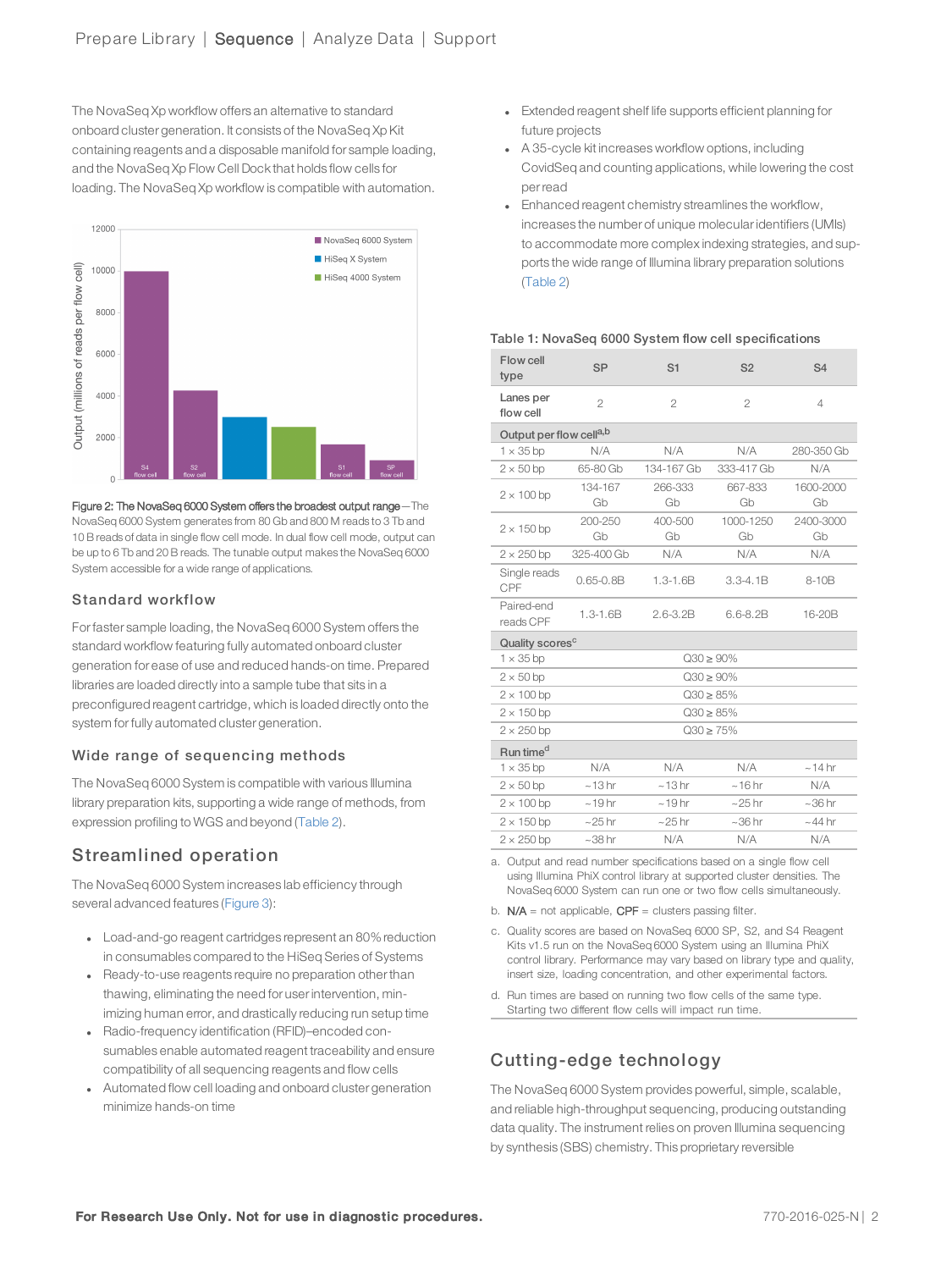The NovaSeq Xp workflow offers an alternative to standard onboard cluster generation. It consists of the NovaSeq Xp Kit containing reagents and a disposable manifold for sample loading, and the NovaSeq Xp Flow Cell Dock that holds flow cells for loading. The NovaSeq Xp workflow is compatible with automation.

**Figure 2: The NovaSeq 6000 System offers the broadest output range**—The NovaSeq 6000 System generates from 80 Gb and 800 M reads to 3 Tb and 10 B reads of data in single flow cell mode. In dual flow cell mode, output can be up to 6 Tb and 20 B reads. The tunable output makes the NovaSeq 6000 System accessible for a wide range of applications.

### Standard workflow

For faster sample loading, the NovaSeq 6000 System offers the standard workflow featuring fully automated onboard cluster generation for ease of use and reduced hands-on time. Prepared libraries are loaded directly into a sample tube that sits in a preconfigured reagent cartridge, which is loaded directly onto the system for fully automated cluster generation.

### Wide range of sequencing methods

The NovaSeq 6000 System is compatible with various Illumina library preparation kits, supporting a wide range of methods, from expression profiling to WGS and beyond (Table 2).

## Streamlined operation

The NovaSeq 6000 System increases lab efficiency through several advanced features (Figure 3):

- Load-and-go reagent cartridges represent an 80% reduction in consumables compared to the HiSeq Series of Systems
- Ready-to-use reagents require no preparation other than thawing, eliminating the need for user intervention, minimizing human error, and drastically reducing run setup time
- Radio-frequency identification (RFID)–encoded consumables enable automated reagent traceability and ensure compatibility of all sequencing reagents and flow cells
- Automated flow cell loading and onboard cluster generation minimize hands-on time
- Extended reagent shelf life supports efficient planning for future projects
- A 35-cycle kit increases workflow options, including CovidSeq and counting applications, while lowering the cost per read
- Enhanced reagent chemistry streamlines the workflow, increases the number of unique molecular identifiers (UMIs) to accommodate more complex indexing strategies, and supports the wide range of Illumina library preparation solutions (Table 2)

**Table 1: NovaSeq 6000 System flow cell specifications**

| Flow cell type | SP | S1 | S2 | S4 |
|---|---|---|---|---|
| Lanes per flow cell | 2 | 2 | 2 | 4 |
| **Output per flow cell[a,b]** | | | | |
| 1 × 35 bp | N/A | N/A | N/A | 280-350 Gb |
| 2 × 50 bp | 65-80 Gb | 134-167 Gb | 333-417 Gb | N/A |
| 2 × 100 bp | 134-167 Gb | 266-333 Gb | 667-833 Gb | 1600-2000 Gb |
| 2 × 150 bp | 200-250 Gb | 400-500 Gb | 1000-1250 Gb | 2400-3000 Gb |
| 2 × 250 bp | 325-400 Gb | N/A | N/A | N/A |
| Single reads CPF | 0.65-0.8B | 1.3-1.6B | 3.3-4.1B | 8-10B |
| Paired-end reads CPF | 1.3-1.6B | 2.6-3.2B | 6.6-8.2B | 16-20B |
| **Quality scores[c]** | | | | |
| 1 × 35 bp | Q30 ≥ 90% | | | |
| 2 × 50 bp | Q30 ≥ 90% | | | |
| 2 × 100 bp | Q30 ≥ 85% | | | |
| 2 × 150 bp | Q30 ≥ 85% | | | |
| 2 × 250 bp | Q30 ≥ 75% | | | |
| **Run time[d]** | | | | |
| 1 × 35 bp | N/A | N/A | N/A | ~14 hr |
| 2 × 50 bp | ~13 hr | ~13 hr | ~16 hr | N/A |
| 2 × 100 bp | ~19 hr | ~19 hr | ~25 hr | ~36 hr |
| 2 × 150 bp | ~25 hr | ~25 hr | ~36 hr | ~44 hr |
| 2 × 250 bp | ~38 hr | N/A | N/A | N/A |

a. Output and read number specifications based on a single flow cell using Illumina PhiX control library at supported cluster densities. The NovaSeq 6000 System can run one or two flow cells simultaneously.

b. N/A = not applicable, CPF = clusters passing filter.

c. Quality scores are based on NovaSeq 6000 SP, S2, and S4 Reagent Kits v1.5 run on the NovaSeq 6000 System using an Illumina PhiX control library. Performance may vary based on library type and quality, insert size, loading concentration, and other experimental factors.

d. Run times are based on running two flow cells of the same type. Starting two different flow cells will impact run time.

## Cutting-edge technology

The NovaSeq 6000 System provides powerful, simple, scalable, and reliable high-throughput sequencing, producing outstanding data quality. The instrument relies on proven Illumina sequencing by synthesis (SBS) chemistry. This proprietary reversible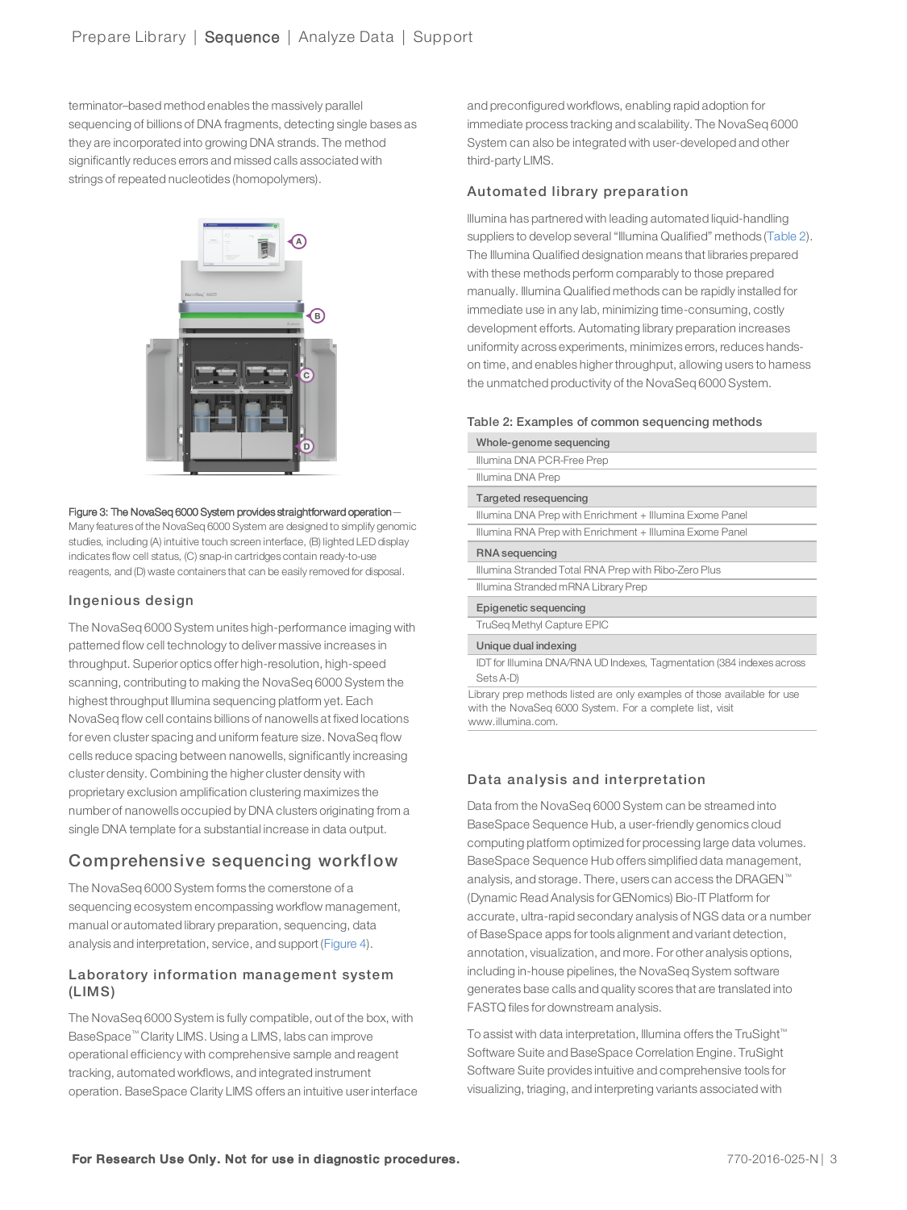terminator–based method enables the massively parallel sequencing of billions of DNA fragments, detecting single bases as they are incorporated into growing DNA strands. The method significantly reduces errors and missed calls associated with strings of repeated nucleotides (homopolymers).

**Figure 3: The NovaSeq 6000 System provides straightforward operation**—Many features of the NovaSeq 6000 System are designed to simplify genomic studies, including (A) intuitive touch screen interface, (B) lighted LED display indicates flow cell status, (C) snap-in cartridges contain ready-to-use reagents, and (D) waste containers that can be easily removed for disposal.

### Ingenious design

The NovaSeq 6000 System unites high-performance imaging with patterned flow cell technology to deliver massive increases in throughput. Superior optics offer high-resolution, high-speed scanning, contributing to making the NovaSeq 6000 System the highest throughput Illumina sequencing platform yet. Each NovaSeq flow cell contains billions of nanowells at fixed locations for even cluster spacing and uniform feature size. NovaSeq flow cells reduce spacing between nanowells, significantly increasing cluster density. Combining the higher cluster density with proprietary exclusion amplification clustering maximizes the number of nanowells occupied by DNA clusters originating from a single DNA template for a substantial increase in data output.

## Comprehensive sequencing workflow

The NovaSeq 6000 System forms the cornerstone of a sequencing ecosystem encompassing workflow management, manual or automated library preparation, sequencing, data analysis and interpretation, service, and support (Figure 4).

### Laboratory information management system (LIMS)

The NovaSeq 6000 System is fully compatible, out of the box, with BaseSpace™ Clarity LIMS. Using a LIMS, labs can improve operational efficiency with comprehensive sample and reagent tracking, automated workflows, and integrated instrument operation. BaseSpace Clarity LIMS offers an intuitive user interface and preconfigured workflows, enabling rapid adoption for immediate process tracking and scalability. The NovaSeq 6000 System can also be integrated with user-developed and other third-party LIMS.

### Automated library preparation

Illumina has partnered with leading automated liquid-handling suppliers to develop several "Illumina Qualified" methods (Table 2). The Illumina Qualified designation means that libraries prepared with these methods perform comparably to those prepared manually. Illumina Qualified methods can be rapidly installed for immediate use in any lab, minimizing time-consuming, costly development efforts. Automating library preparation increases uniformity across experiments, minimizes errors, reduces hands-on time, and enables higher throughput, allowing users to harness the unmatched productivity of the NovaSeq 6000 System.

**Table 2: Examples of common sequencing methods**

| Whole-genome sequencing |
|---|
| Illumina DNA PCR-Free Prep |
| Illumina DNA Prep |
| **Targeted resequencing** |
| Illumina DNA Prep with Enrichment + Illumina Exome Panel |
| Illumina RNA Prep with Enrichment + Illumina Exome Panel |
| **RNA sequencing** |
| Illumina Stranded Total RNA Prep with Ribo-Zero Plus |
| Illumina Stranded mRNA Library Prep |
| **Epigenetic sequencing** |
| TruSeq Methyl Capture EPIC |
| **Unique dual indexing** |
| IDT for Illumina DNA/RNA UD Indexes, Tagmentation (384 indexes across Sets A-D) |

Library prep methods listed are only examples of those available for use with the NovaSeq 6000 System. For a complete list, visit www.illumina.com.

### Data analysis and interpretation

Data from the NovaSeq 6000 System can be streamed into BaseSpace Sequence Hub, a user-friendly genomics cloud computing platform optimized for processing large data volumes. BaseSpace Sequence Hub offers simplified data management, analysis, and storage. There, users can access the DRAGEN™ (Dynamic Read Analysis for GENomics) Bio-IT Platform for accurate, ultra-rapid secondary analysis of NGS data or a number of BaseSpace apps for tools alignment and variant detection, annotation, visualization, and more. For other analysis options, including in-house pipelines, the NovaSeq System software generates base calls and quality scores that are translated into FASTQ files for downstream analysis.

To assist with data interpretation, Illumina offers the TruSight™ Software Suite and BaseSpace Correlation Engine. TruSight Software Suite provides intuitive and comprehensive tools for visualizing, triaging, and interpreting variants associated with

**For Research Use Only. Not for use in diagnostic procedures.**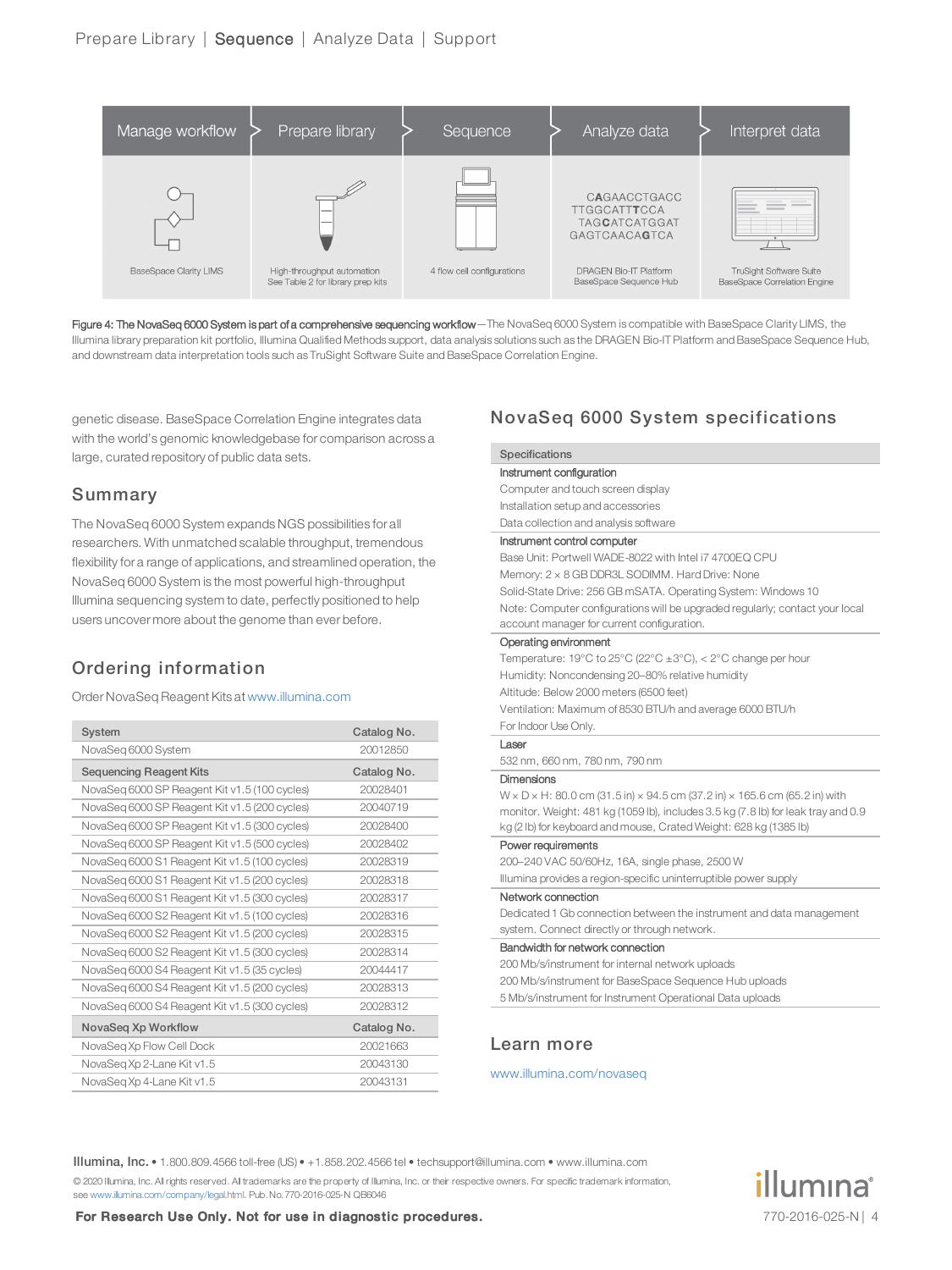Prepare Library | Sequence | Analyze Data | Support

Manage workflow
Prepare library
Sequence
Analyze data
Interpret data

BaseSpace Clarity LIMS

High-throughput automation
See Table 2 for library prep kits

4 flow cell configurations

CAGAACCTGACC
TTGGCATTTCCA
TAGCATCATGGAT
GAGTCAACAGTCA

DRAGEN Bio-IT Platform
BaseSpace Sequence Hub

TruSight Software Suite
BaseSpace Correlation Engine

**Figure 4: The NovaSeq 6000 System is part of a comprehensive sequencing workflow**—The NovaSeq 6000 System is compatible with BaseSpace Clarity LIMS, the Illumina library preparation kit portfolio, Illumina Qualified Methods support, data analysis solutions such as the DRAGEN Bio-IT Platform and BaseSpace Sequence Hub, and downstream data interpretation tools such as TruSight Software Suite and BaseSpace Correlation Engine.

genetic disease. BaseSpace Correlation Engine integrates data with the world's genomic knowledgebase for comparison across a large, curated repository of public data sets.

## Summary

The NovaSeq 6000 System expands NGS possibilities for all researchers. With unmatched scalable throughput, tremendous flexibility for a range of applications, and streamlined operation, the NovaSeq 6000 System is the most powerful high-throughput Illumina sequencing system to date, perfectly positioned to help users uncover more about the genome than ever before.

## Ordering information

Order NovaSeq Reagent Kits at www.illumina.com

| System | Catalog No. |
|---|---|
| NovaSeq 6000 System | 20012850 |
| **Sequencing Reagent Kits** | **Catalog No.** |
| NovaSeq 6000 SP Reagent Kit v1.5 (100 cycles) | 20028401 |
| NovaSeq 6000 SP Reagent Kit v1.5 (200 cycles) | 20040719 |
| NovaSeq 6000 SP Reagent Kit v1.5 (300 cycles) | 20028400 |
| NovaSeq 6000 SP Reagent Kit v1.5 (500 cycles) | 20028402 |
| NovaSeq 6000 S1 Reagent Kit v1.5 (100 cycles) | 20028319 |
| NovaSeq 6000 S1 Reagent Kit v1.5 (200 cycles) | 20028318 |
| NovaSeq 6000 S1 Reagent Kit v1.5 (300 cycles) | 20028317 |
| NovaSeq 6000 S2 Reagent Kit v1.5 (100 cycles) | 20028316 |
| NovaSeq 6000 S2 Reagent Kit v1.5 (200 cycles) | 20028315 |
| NovaSeq 6000 S2 Reagent Kit v1.5 (300 cycles) | 20028314 |
| NovaSeq 6000 S4 Reagent Kit v1.5 (35 cycles) | 20044417 |
| NovaSeq 6000 S4 Reagent Kit v1.5 (200 cycles) | 20028313 |
| NovaSeq 6000 S4 Reagent Kit v1.5 (300 cycles) | 20028312 |
| **NovaSeq Xp Workflow** | **Catalog No.** |
| NovaSeq Xp Flow Cell Dock | 20021663 |
| NovaSeq Xp 2-Lane Kit v1.5 | 20043130 |
| NovaSeq Xp 4-Lane Kit v1.5 | 20043131 |

## NovaSeq 6000 System specifications

| Specifications |
|---|
| **Instrument configuration**<br>Computer and touch screen display<br>Installation setup and accessories<br>Data collection and analysis software |
| **Instrument control computer**<br>Base Unit: Portwell WADE-8022 with Intel i7 4700EQ CPU<br>Memory: 2 × 8 GB DDR3L SODIMM. Hard Drive: None<br>Solid-State Drive: 256 GB mSATA. Operating System: Windows 10<br>Note: Computer configurations will be upgraded regularly; contact your local account manager for current configuration. |
| **Operating environment**<br>Temperature: 19°C to 25°C (22°C ±3°C), < 2°C change per hour<br>Humidity: Noncondensing 20–80% relative humidity<br>Altitude: Below 2000 meters (6500 feet)<br>Ventilation: Maximum of 8530 BTU/h and average 6000 BTU/h<br>For Indoor Use Only. |
| **Laser**<br>532 nm, 660 nm, 780 nm, 790 nm |
| **Dimensions**<br>W × D × H: 80.0 cm (31.5 in) × 94.5 cm (37.2 in) × 165.6 cm (65.2 in) with monitor. Weight: 481 kg (1059 lb), includes 3.5 kg (7.8 lb) for leak tray and 0.9 kg (2 lb) for keyboard and mouse, Crated Weight: 628 kg (1385 lb) |
| **Power requirements**<br>200–240 VAC 50/60Hz, 16A, single phase, 2500 W<br>Illumina provides a region-specific uninterruptible power supply |
| **Network connection**<br>Dedicated 1 Gb connection between the instrument and data management system. Connect directly or through network. |
| **Bandwidth for network connection**<br>200 Mb/s/instrument for internal network uploads<br>200 Mb/s/instrument for BaseSpace Sequence Hub uploads<br>5 Mb/s/instrument for Instrument Operational Data uploads |

## Learn more

www.illumina.com/novaseq

**Illumina, Inc.** • 1.800.809.4566 toll-free (US) • +1.858.202.4566 tel • techsupport@illumina.com • www.illumina.com

© 2020 Illumina, Inc. All rights reserved. All trademarks are the property of Illumina, Inc. or their respective owners. For specific trademark information, see www.illumina.com/company/legal.html. Pub. No. 770-2016-025-N QB6046

**For Research Use Only. Not for use in diagnostic procedures.**